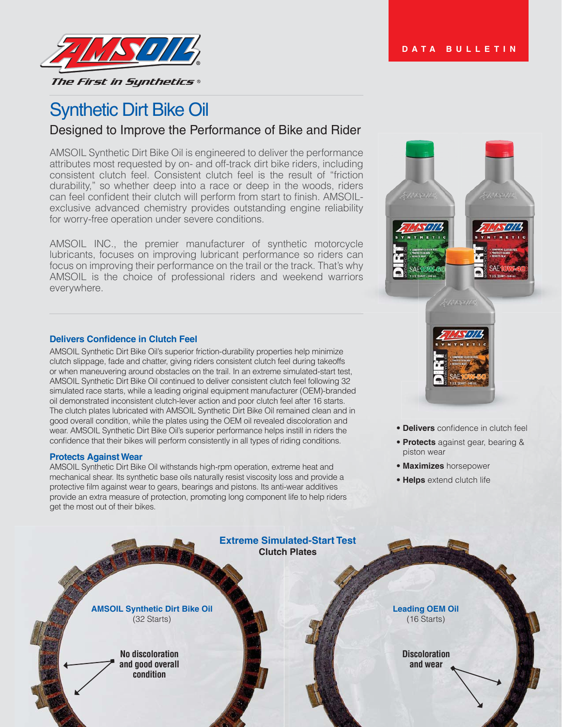DATA BULLETIN

The First in Synthetics®

# Synthetic Dirt Bike Oil

## Designed to Improve the Performance of Bike and Rider

AMSOIL Synthetic Dirt Bike Oil is engineered to deliver the performance attributes most requested by on- and off-track dirt bike riders, including consistent clutch feel. Consistent clutch feel is the result of "friction durability," so whether deep into a race or deep in the woods, riders can feel confident their clutch will perform from start to finish. AMSOIL-exclusive advanced chemistry provides outstanding engine reliability for worry-free operation under severe conditions.

AMSOIL INC., the premier manufacturer of synthetic motorcycle lubricants, focuses on improving lubricant performance so riders can focus on improving their performance on the trail or the track. That's why AMSOIL is the choice of professional riders and weekend warriors everywhere.

- **Delivers** confidence in clutch feel
- **Protects** against gear, bearing & piston wear
- **Maximizes** horsepower
- **Helps** extend clutch life

### Delivers Confidence in Clutch Feel

AMSOIL Synthetic Dirt Bike Oil's superior friction-durability properties help minimize clutch slippage, fade and chatter, giving riders consistent clutch feel during takeoffs or when maneuvering around obstacles on the trail. In an extreme simulated-start test, AMSOIL Synthetic Dirt Bike Oil continued to deliver consistent clutch feel following 32 simulated race starts, while a leading original equipment manufacturer (OEM)-branded oil demonstrated inconsistent clutch-lever action and poor clutch feel after 16 starts. The clutch plates lubricated with AMSOIL Synthetic Dirt Bike Oil remained clean and in good overall condition, while the plates using the OEM oil revealed discoloration and wear. AMSOIL Synthetic Dirt Bike Oil's superior performance helps instill in riders the confidence that their bikes will perform consistently in all types of riding conditions.

### Protects Against Wear

AMSOIL Synthetic Dirt Bike Oil withstands high-rpm operation, extreme heat and mechanical shear. Its synthetic base oils naturally resist viscosity loss and provide a protective film against wear to gears, bearings and pistons. Its anti-wear additives provide an extra measure of protection, promoting long component life to help riders get the most out of their bikes.

**Extreme Simulated-Start Test**
**Clutch Plates**

**AMSOIL Synthetic Dirt Bike Oil** (32 Starts)
No discoloration and good overall condition

**Leading OEM Oil** (16 Starts)
Discoloration and wear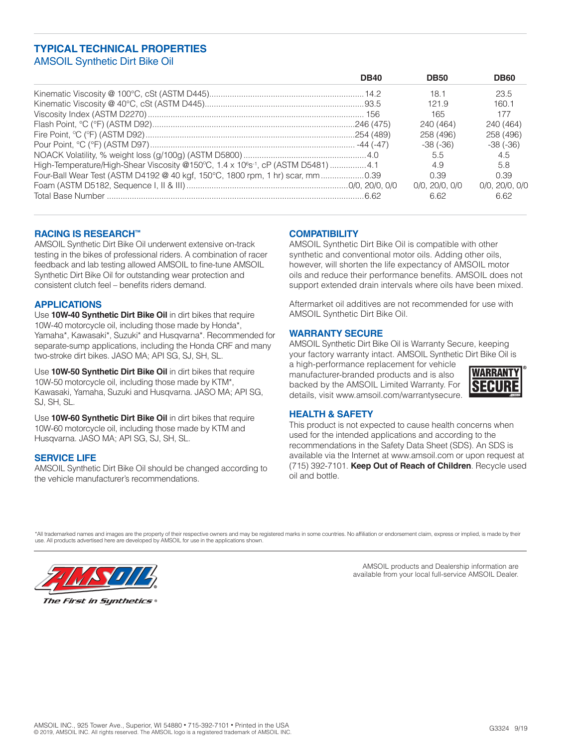## TYPICAL TECHNICAL PROPERTIES

AMSOIL Synthetic Dirt Bike Oil

| | DB40 | DB50 | DB60 |
|---|---|---|---|
| Kinematic Viscosity @ 100°C, cSt (ASTM D445) | 14.2 | 18.1 | 23.5 |
| Kinematic Viscosity @ 40°C, cSt (ASTM D445) | 93.5 | 121.9 | 160.1 |
| Viscosity Index (ASTM D2270) | 156 | 165 | 177 |
| Flash Point, °C (°F) (ASTM D92) | 246 (475) | 240 (464) | 240 (464) |
| Fire Point, °C (°F) (ASTM D92) | 254 (489) | 258 (496) | 258 (496) |
| Pour Point, °C (°F) (ASTM D97) | -44 (-47) | -38 (-36) | -38 (-36) |
| NOACK Volatility, % weight loss (g/100g) (ASTM D5800) | 4.0 | 5.5 | 4.5 |
| High-Temperature/High-Shear Viscosity @150°C, 1.4 x $10^6 s^{-1}$, cP (ASTM D5481) | 4.1 | 4.9 | 5.8 |
| Four-Ball Wear Test (ASTM D4192 @ 40 kgf, 150°C, 1800 rpm, 1 hr) scar, mm | 0.39 | 0.39 | 0.39 |
| Foam (ASTM D5182, Sequence I, II & III) | 0/0, 20/0, 0/0 | 0/0, 20/0, 0/0 | 0/0, 20/0, 0/0 |
| Total Base Number | 6.62 | 6.62 | 6.62 |

### RACING IS RESEARCH™

AMSOIL Synthetic Dirt Bike Oil underwent extensive on-track testing in the bikes of professional riders. A combination of racer feedback and lab testing allowed AMSOIL to fine-tune AMSOIL Synthetic Dirt Bike Oil for outstanding wear protection and consistent clutch feel – benefits riders demand.

### APPLICATIONS

Use **10W-40 Synthetic Dirt Bike Oil** in dirt bikes that require 10W-40 motorcycle oil, including those made by Honda*, Yamaha*, Kawasaki*, Suzuki* and Husqvarna*. Recommended for separate-sump applications, including the Honda CRF and many two-stroke dirt bikes. JASO MA; API SG, SJ, SH, SL.

Use **10W-50 Synthetic Dirt Bike Oil** in dirt bikes that require 10W-50 motorcycle oil, including those made by KTM*, Kawasaki, Yamaha, Suzuki and Husqvarna. JASO MA; API SG, SJ, SH, SL.

Use **10W-60 Synthetic Dirt Bike Oil** in dirt bikes that require 10W-60 motorcycle oil, including those made by KTM and Husqvarna. JASO MA; API SG, SJ, SH, SL.

### SERVICE LIFE

AMSOIL Synthetic Dirt Bike Oil should be changed according to the vehicle manufacturer's recommendations.

### COMPATIBILITY

AMSOIL Synthetic Dirt Bike Oil is compatible with other synthetic and conventional motor oils. Adding other oils, however, will shorten the life expectancy of AMSOIL motor oils and reduce their performance benefits. AMSOIL does not support extended drain intervals where oils have been mixed.

Aftermarket oil additives are not recommended for use with AMSOIL Synthetic Dirt Bike Oil.

### WARRANTY SECURE

AMSOIL Synthetic Dirt Bike Oil is Warranty Secure, keeping your factory warranty intact. AMSOIL Synthetic Dirt Bike Oil is a high-performance replacement for vehicle manufacturer-branded products and is also backed by the AMSOIL Limited Warranty. For details, visit www.amsoil.com/warrantysecure.

WARRANTY SECURE®

### HEALTH & SAFETY

This product is not expected to cause health concerns when used for the intended applications and according to the recommendations in the Safety Data Sheet (SDS). An SDS is available via the Internet at www.amsoil.com or upon request at (715) 392-7101. **Keep Out of Reach of Children**. Recycle used oil and bottle.

*All trademarked names and images are the property of their respective owners and may be registered marks in some countries. No affiliation or endorsement claim, express or implied, is made by their use. All products advertised here are developed by AMSOIL for use in the applications shown.

AMSOIL The First in Synthetics®

AMSOIL products and Dealership information are available from your local full-service AMSOIL Dealer.

AMSOIL INC., 925 Tower Ave., Superior, WI 54880 • 715-392-7101 • Printed in the USA
© 2019, AMSOIL INC. All rights reserved. The AMSOIL logo is a registered trademark of AMSOIL INC.

G3324 9/19